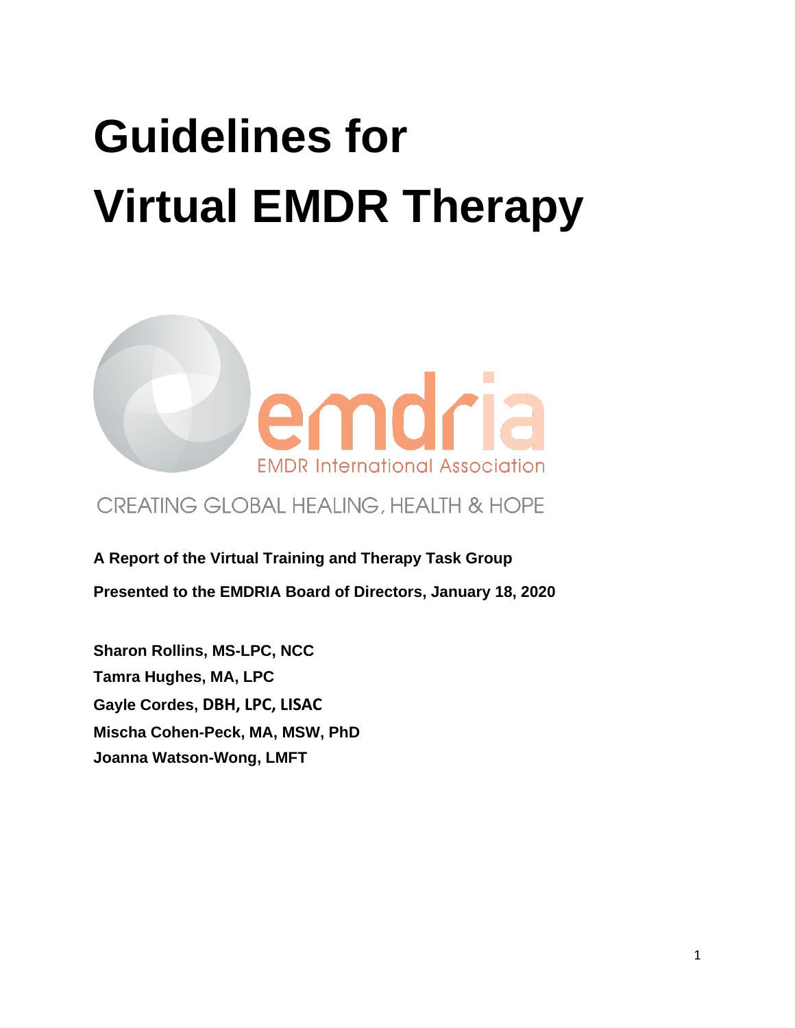# Guidelines for Virtual EMDR Therapy

emdria

EMDR International Association

CREATING GLOBAL HEALING, HEALTH & HOPE

**A Report of the Virtual Training and Therapy Task Group**

**Presented to the EMDRIA Board of Directors, January 18, 2020**

**Sharon Rollins, MS-LPC, NCC**
**Tamra Hughes, MA, LPC**
**Gayle Cordes, DBH, LPC, LISAC**
**Mischa Cohen-Peck, MA, MSW, PhD**
**Joanna Watson-Wong, LMFT**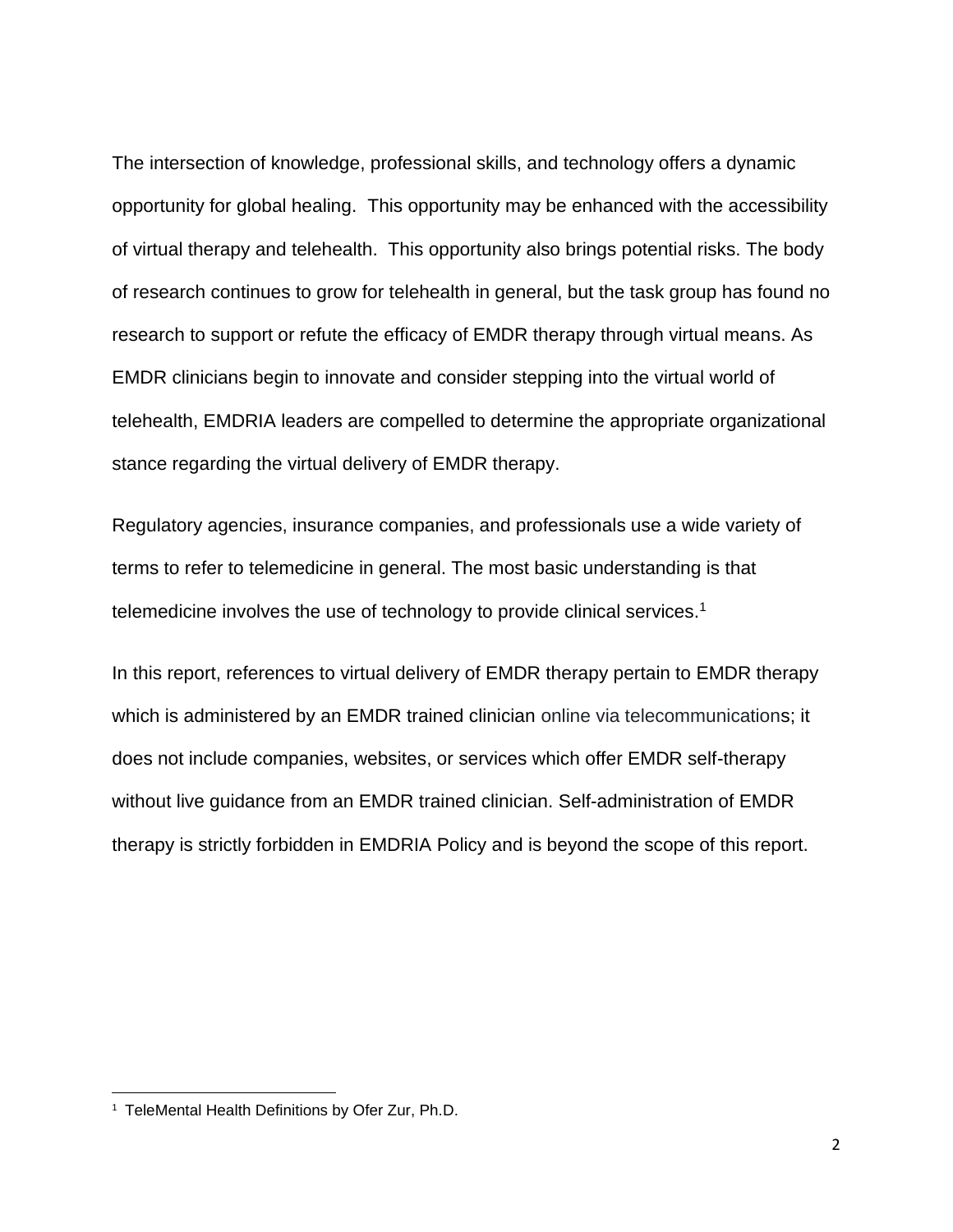The intersection of knowledge, professional skills, and technology offers a dynamic opportunity for global healing. This opportunity may be enhanced with the accessibility of virtual therapy and telehealth. This opportunity also brings potential risks. The body of research continues to grow for telehealth in general, but the task group has found no research to support or refute the efficacy of EMDR therapy through virtual means. As EMDR clinicians begin to innovate and consider stepping into the virtual world of telehealth, EMDRIA leaders are compelled to determine the appropriate organizational stance regarding the virtual delivery of EMDR therapy.

Regulatory agencies, insurance companies, and professionals use a wide variety of terms to refer to telemedicine in general. The most basic understanding is that telemedicine involves the use of technology to provide clinical services.[1]

In this report, references to virtual delivery of EMDR therapy pertain to EMDR therapy which is administered by an EMDR trained clinician online via telecommunications; it does not include companies, websites, or services which offer EMDR self-therapy without live guidance from an EMDR trained clinician. Self-administration of EMDR therapy is strictly forbidden in EMDRIA Policy and is beyond the scope of this report.

---

[1] TeleMental Health Definitions by Ofer Zur, Ph.D.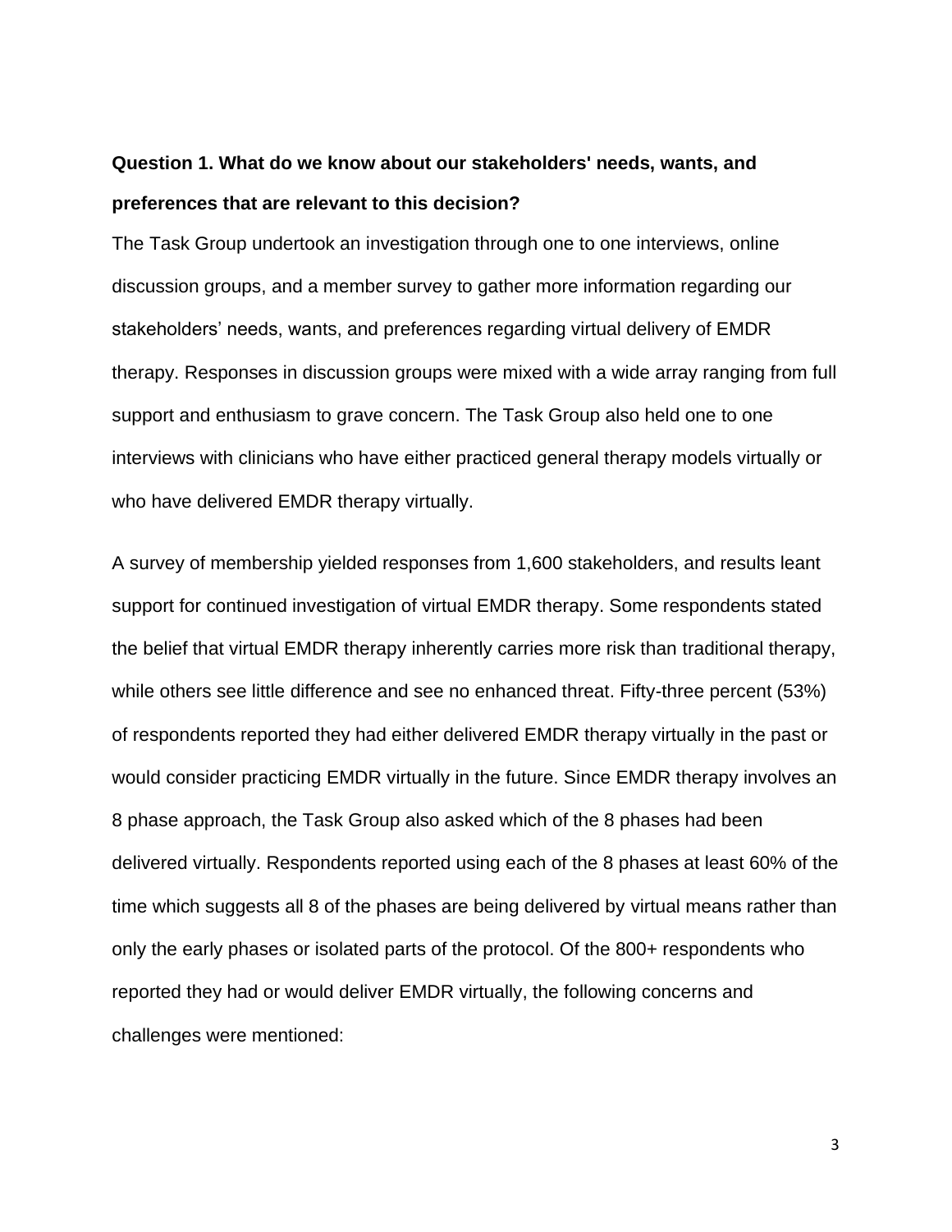**Question 1. What do we know about our stakeholders' needs, wants, and preferences that are relevant to this decision?**

The Task Group undertook an investigation through one to one interviews, online discussion groups, and a member survey to gather more information regarding our stakeholders' needs, wants, and preferences regarding virtual delivery of EMDR therapy. Responses in discussion groups were mixed with a wide array ranging from full support and enthusiasm to grave concern. The Task Group also held one to one interviews with clinicians who have either practiced general therapy models virtually or who have delivered EMDR therapy virtually.

A survey of membership yielded responses from 1,600 stakeholders, and results leant support for continued investigation of virtual EMDR therapy. Some respondents stated the belief that virtual EMDR therapy inherently carries more risk than traditional therapy, while others see little difference and see no enhanced threat. Fifty-three percent (53%) of respondents reported they had either delivered EMDR therapy virtually in the past or would consider practicing EMDR virtually in the future. Since EMDR therapy involves an 8 phase approach, the Task Group also asked which of the 8 phases had been delivered virtually. Respondents reported using each of the 8 phases at least 60% of the time which suggests all 8 of the phases are being delivered by virtual means rather than only the early phases or isolated parts of the protocol. Of the 800+ respondents who reported they had or would deliver EMDR virtually, the following concerns and challenges were mentioned: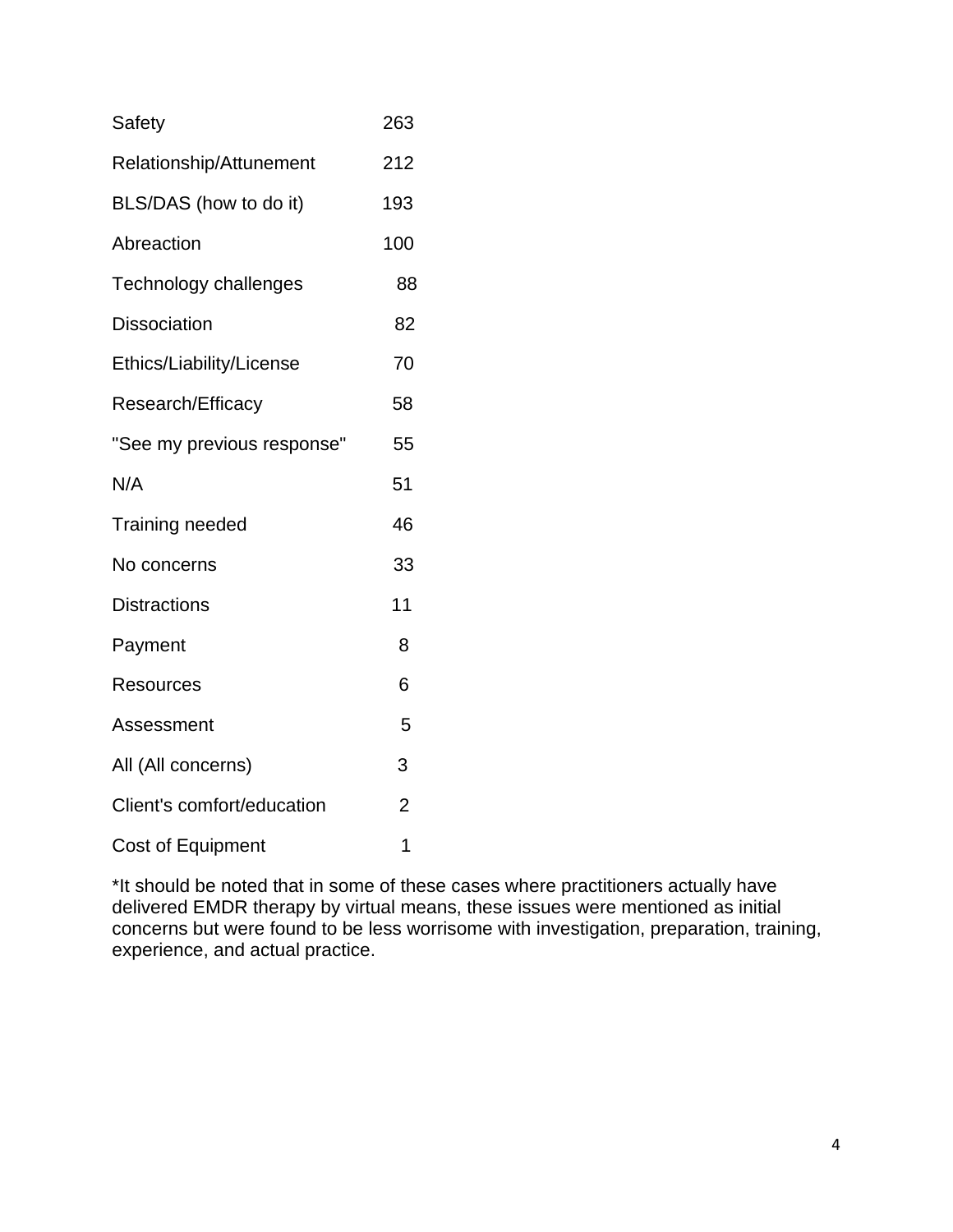| | |
|---|---|
| Safety | 263 |
| Relationship/Attunement | 212 |
| BLS/DAS (how to do it) | 193 |
| Abreaction | 100 |
| Technology challenges | 88 |
| Dissociation | 82 |
| Ethics/Liability/License | 70 |
| Research/Efficacy | 58 |
| "See my previous response" | 55 |
| N/A | 51 |
| Training needed | 46 |
| No concerns | 33 |
| Distractions | 11 |
| Payment | 8 |
| Resources | 6 |
| Assessment | 5 |
| All (All concerns) | 3 |
| Client's comfort/education | 2 |
| Cost of Equipment | 1 |

*It should be noted that in some of these cases where practitioners actually have delivered EMDR therapy by virtual means, these issues were mentioned as initial concerns but were found to be less worrisome with investigation, preparation, training, experience, and actual practice.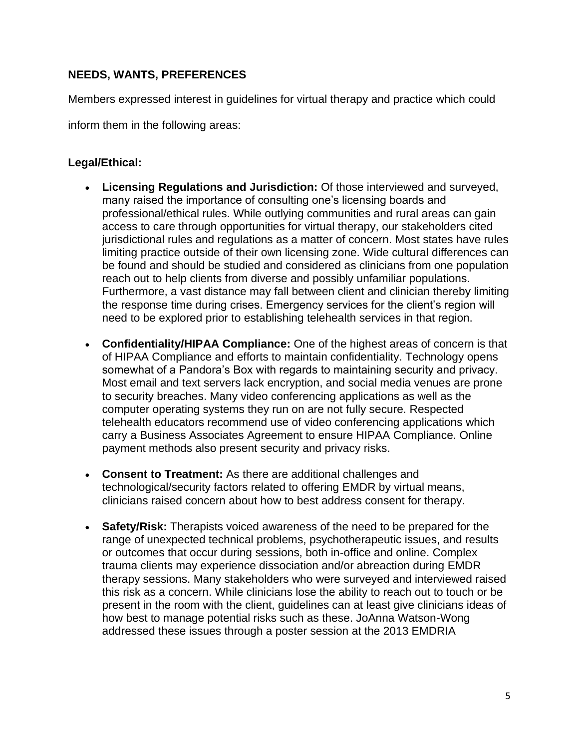## NEEDS, WANTS, PREFERENCES

Members expressed interest in guidelines for virtual therapy and practice which could inform them in the following areas:

### Legal/Ethical:

- **Licensing Regulations and Jurisdiction:** Of those interviewed and surveyed, many raised the importance of consulting one's licensing boards and professional/ethical rules. While outlying communities and rural areas can gain access to care through opportunities for virtual therapy, our stakeholders cited jurisdictional rules and regulations as a matter of concern. Most states have rules limiting practice outside of their own licensing zone. Wide cultural differences can be found and should be studied and considered as clinicians from one population reach out to help clients from diverse and possibly unfamiliar populations. Furthermore, a vast distance may fall between client and clinician thereby limiting the response time during crises. Emergency services for the client's region will need to be explored prior to establishing telehealth services in that region.
- **Confidentiality/HIPAA Compliance:** One of the highest areas of concern is that of HIPAA Compliance and efforts to maintain confidentiality. Technology opens somewhat of a Pandora's Box with regards to maintaining security and privacy. Most email and text servers lack encryption, and social media venues are prone to security breaches. Many video conferencing applications as well as the computer operating systems they run on are not fully secure. Respected telehealth educators recommend use of video conferencing applications which carry a Business Associates Agreement to ensure HIPAA Compliance. Online payment methods also present security and privacy risks.
- **Consent to Treatment:** As there are additional challenges and technological/security factors related to offering EMDR by virtual means, clinicians raised concern about how to best address consent for therapy.
- **Safety/Risk:** Therapists voiced awareness of the need to be prepared for the range of unexpected technical problems, psychotherapeutic issues, and results or outcomes that occur during sessions, both in-office and online. Complex trauma clients may experience dissociation and/or abreaction during EMDR therapy sessions. Many stakeholders who were surveyed and interviewed raised this risk as a concern. While clinicians lose the ability to reach out to touch or be present in the room with the client, guidelines can at least give clinicians ideas of how best to manage potential risks such as these. JoAnna Watson-Wong addressed these issues through a poster session at the 2013 EMDRIA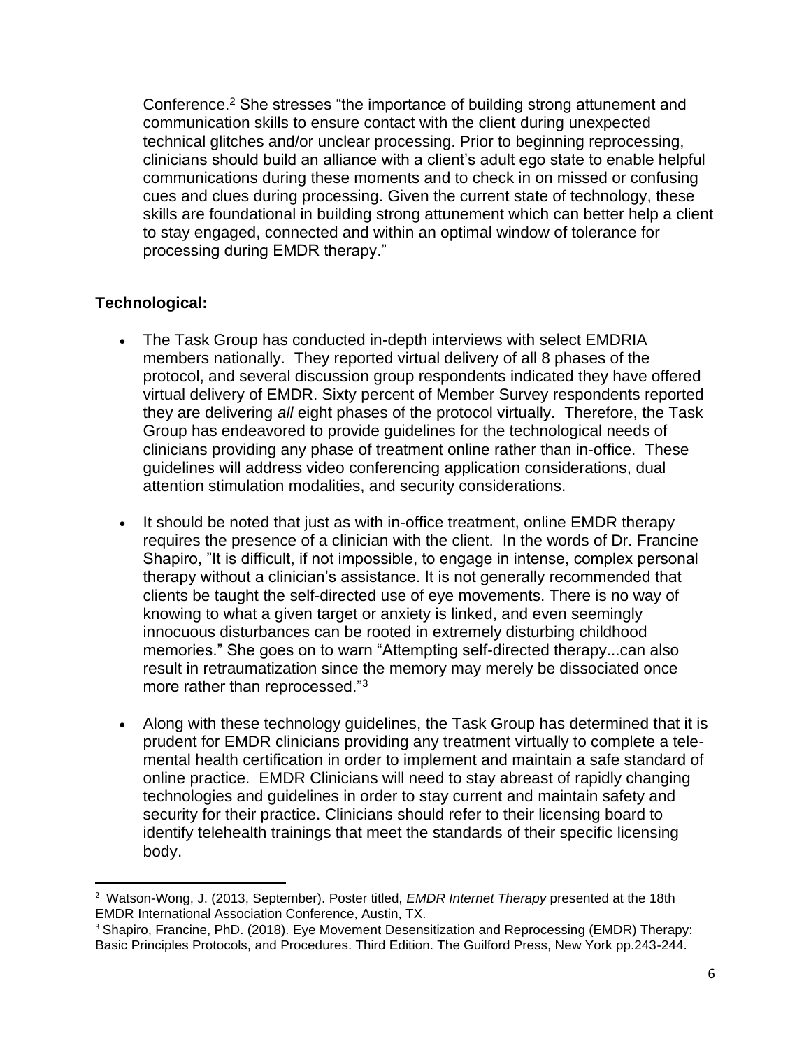Conference.[2] She stresses "the importance of building strong attunement and communication skills to ensure contact with the client during unexpected technical glitches and/or unclear processing. Prior to beginning reprocessing, clinicians should build an alliance with a client's adult ego state to enable helpful communications during these moments and to check in on missed or confusing cues and clues during processing. Given the current state of technology, these skills are foundational in building strong attunement which can better help a client to stay engaged, connected and within an optimal window of tolerance for processing during EMDR therapy."

**Technological:**

- The Task Group has conducted in-depth interviews with select EMDRIA members nationally. They reported virtual delivery of all 8 phases of the protocol, and several discussion group respondents indicated they have offered virtual delivery of EMDR. Sixty percent of Member Survey respondents reported they are delivering *all* eight phases of the protocol virtually. Therefore, the Task Group has endeavored to provide guidelines for the technological needs of clinicians providing any phase of treatment online rather than in-office. These guidelines will address video conferencing application considerations, dual attention stimulation modalities, and security considerations.

- It should be noted that just as with in-office treatment, online EMDR therapy requires the presence of a clinician with the client. In the words of Dr. Francine Shapiro, "It is difficult, if not impossible, to engage in intense, complex personal therapy without a clinician's assistance. It is not generally recommended that clients be taught the self-directed use of eye movements. There is no way of knowing to what a given target or anxiety is linked, and even seemingly innocuous disturbances can be rooted in extremely disturbing childhood memories." She goes on to warn "Attempting self-directed therapy...can also result in retraumatization since the memory may merely be dissociated once more rather than reprocessed."[3]

- Along with these technology guidelines, the Task Group has determined that it is prudent for EMDR clinicians providing any treatment virtually to complete a tele-mental health certification in order to implement and maintain a safe standard of online practice. EMDR Clinicians will need to stay abreast of rapidly changing technologies and guidelines in order to stay current and maintain safety and security for their practice. Clinicians should refer to their licensing board to identify telehealth trainings that meet the standards of their specific licensing body.

---

[2] Watson-Wong, J. (2013, September). Poster titled, *EMDR Internet Therapy* presented at the 18th EMDR International Association Conference, Austin, TX.

[3] Shapiro, Francine, PhD. (2018). Eye Movement Desensitization and Reprocessing (EMDR) Therapy: Basic Principles Protocols, and Procedures. Third Edition. The Guilford Press, New York pp.243-244.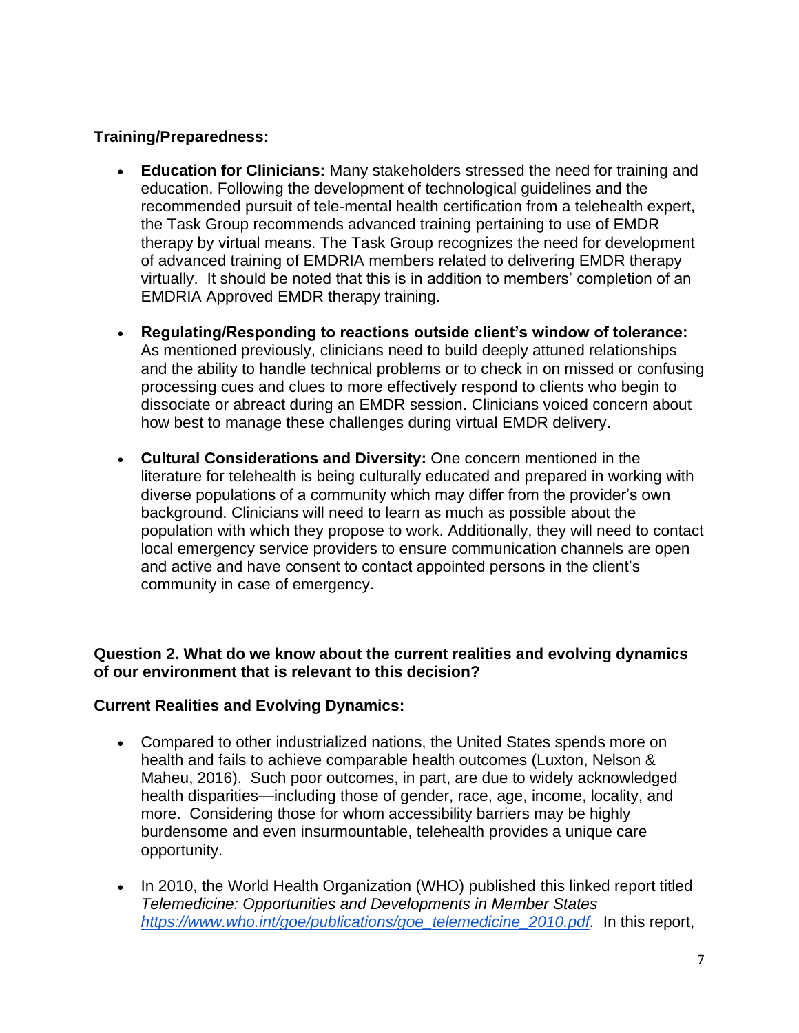**Training/Preparedness:**

- **Education for Clinicians:** Many stakeholders stressed the need for training and education. Following the development of technological guidelines and the recommended pursuit of tele-mental health certification from a telehealth expert, the Task Group recommends advanced training pertaining to use of EMDR therapy by virtual means. The Task Group recognizes the need for development of advanced training of EMDRIA members related to delivering EMDR therapy virtually. It should be noted that this is in addition to members' completion of an EMDRIA Approved EMDR therapy training.

- **Regulating/Responding to reactions outside client's window of tolerance:** As mentioned previously, clinicians need to build deeply attuned relationships and the ability to handle technical problems or to check in on missed or confusing processing cues and clues to more effectively respond to clients who begin to dissociate or abreact during an EMDR session. Clinicians voiced concern about how best to manage these challenges during virtual EMDR delivery.

- **Cultural Considerations and Diversity:** One concern mentioned in the literature for telehealth is being culturally educated and prepared in working with diverse populations of a community which may differ from the provider's own background. Clinicians will need to learn as much as possible about the population with which they propose to work. Additionally, they will need to contact local emergency service providers to ensure communication channels are open and active and have consent to contact appointed persons in the client's community in case of emergency.

**Question 2. What do we know about the current realities and evolving dynamics of our environment that is relevant to this decision?**

**Current Realities and Evolving Dynamics:**

- Compared to other industrialized nations, the United States spends more on health and fails to achieve comparable health outcomes (Luxton, Nelson & Maheu, 2016). Such poor outcomes, in part, are due to widely acknowledged health disparities—including those of gender, race, age, income, locality, and more. Considering those for whom accessibility barriers may be highly burdensome and even insurmountable, telehealth provides a unique care opportunity.

- In 2010, the World Health Organization (WHO) published this linked report titled *Telemedicine: Opportunities and Developments in Member States* [https://www.who.int/goe/publications/goe_telemedicine_2010.pdf](https://www.who.int/goe/publications/goe_telemedicine_2010.pdf). In this report,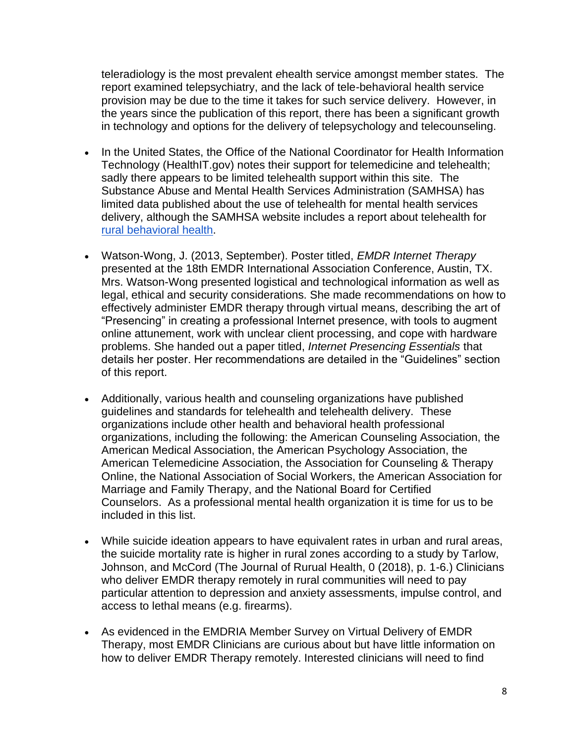teleradiology is the most prevalent *e*health service amongst member states. The report examined telepsychiatry, and the lack of tele-behavioral health service provision may be due to the time it takes for such service delivery. However, in the years since the publication of this report, there has been a significant growth in technology and options for the delivery of telepsychology and telecounseling.

- In the United States, the Office of the National Coordinator for Health Information Technology (HealthIT.gov) notes their support for telemedicine and telehealth; sadly there appears to be limited telehealth support within this site. The Substance Abuse and Mental Health Services Administration (SAMHSA) has limited data published about the use of telehealth for mental health services delivery, although the SAMHSA website includes a report about telehealth for rural behavioral health.

- Watson-Wong, J. (2013, September). Poster titled, *EMDR Internet Therapy* presented at the 18th EMDR International Association Conference, Austin, TX. Mrs. Watson-Wong presented logistical and technological information as well as legal, ethical and security considerations. She made recommendations on how to effectively administer EMDR therapy through virtual means, describing the art of "Presencing" in creating a professional Internet presence, with tools to augment online attunement, work with unclear client processing, and cope with hardware problems. She handed out a paper titled, *Internet Presencing Essentials* that details her poster. Her recommendations are detailed in the "Guidelines" section of this report.

- Additionally, various health and counseling organizations have published guidelines and standards for telehealth and telehealth delivery. These organizations include other health and behavioral health professional organizations, including the following: the American Counseling Association, the American Medical Association, the American Psychology Association, the American Telemedicine Association, the Association for Counseling & Therapy Online, the National Association of Social Workers, the American Association for Marriage and Family Therapy, and the National Board for Certified Counselors. As a professional mental health organization it is time for us to be included in this list.

- While suicide ideation appears to have equivalent rates in urban and rural areas, the suicide mortality rate is higher in rural zones according to a study by Tarlow, Johnson, and McCord (The Journal of Rurual Health, 0 (2018), p. 1-6.) Clinicians who deliver EMDR therapy remotely in rural communities will need to pay particular attention to depression and anxiety assessments, impulse control, and access to lethal means (e.g. firearms).

- As evidenced in the EMDRIA Member Survey on Virtual Delivery of EMDR Therapy, most EMDR Clinicians are curious about but have little information on how to deliver EMDR Therapy remotely. Interested clinicians will need to find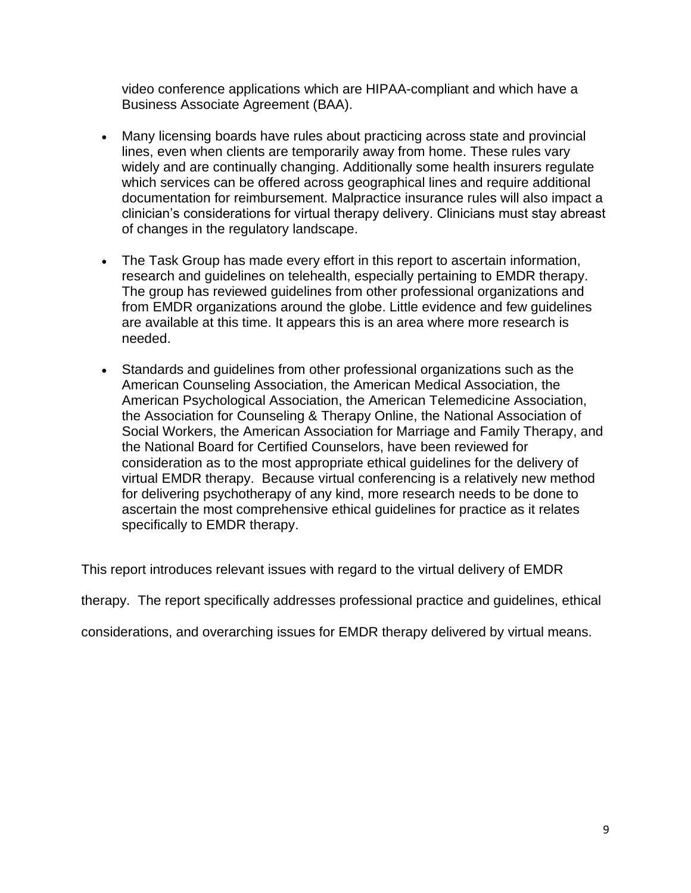video conference applications which are HIPAA-compliant and which have a Business Associate Agreement (BAA).

- Many licensing boards have rules about practicing across state and provincial lines, even when clients are temporarily away from home. These rules vary widely and are continually changing. Additionally some health insurers regulate which services can be offered across geographical lines and require additional documentation for reimbursement. Malpractice insurance rules will also impact a clinician's considerations for virtual therapy delivery. Clinicians must stay abreast of changes in the regulatory landscape.

- The Task Group has made every effort in this report to ascertain information, research and guidelines on telehealth, especially pertaining to EMDR therapy. The group has reviewed guidelines from other professional organizations and from EMDR organizations around the globe. Little evidence and few guidelines are available at this time. It appears this is an area where more research is needed.

- Standards and guidelines from other professional organizations such as the American Counseling Association, the American Medical Association, the American Psychological Association, the American Telemedicine Association, the Association for Counseling & Therapy Online, the National Association of Social Workers, the American Association for Marriage and Family Therapy, and the National Board for Certified Counselors, have been reviewed for consideration as to the most appropriate ethical guidelines for the delivery of virtual EMDR therapy. Because virtual conferencing is a relatively new method for delivering psychotherapy of any kind, more research needs to be done to ascertain the most comprehensive ethical guidelines for practice as it relates specifically to EMDR therapy.

This report introduces relevant issues with regard to the virtual delivery of EMDR therapy. The report specifically addresses professional practice and guidelines, ethical considerations, and overarching issues for EMDR therapy delivered by virtual means.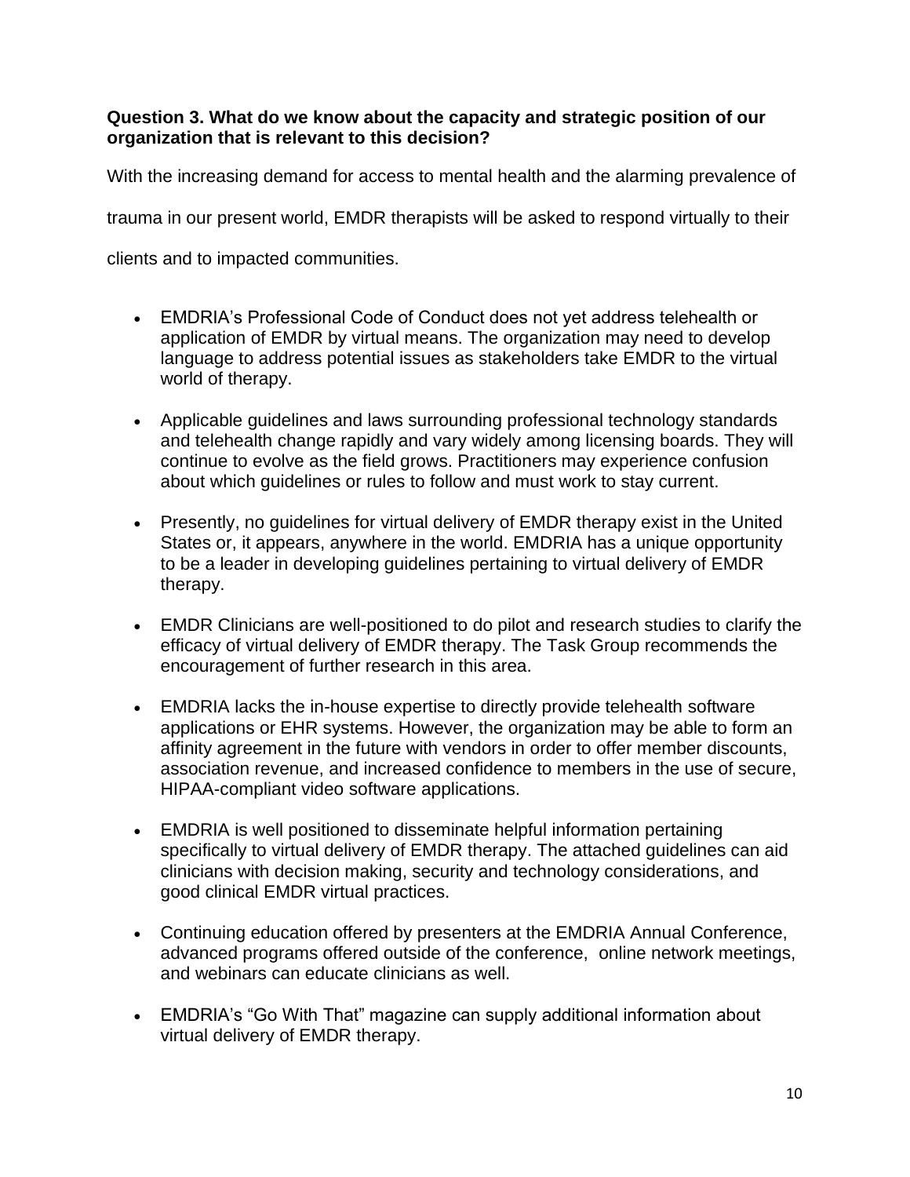**Question 3. What do we know about the capacity and strategic position of our organization that is relevant to this decision?**

With the increasing demand for access to mental health and the alarming prevalence of trauma in our present world, EMDR therapists will be asked to respond virtually to their clients and to impacted communities.

- EMDRIA's Professional Code of Conduct does not yet address telehealth or application of EMDR by virtual means. The organization may need to develop language to address potential issues as stakeholders take EMDR to the virtual world of therapy.
- Applicable guidelines and laws surrounding professional technology standards and telehealth change rapidly and vary widely among licensing boards. They will continue to evolve as the field grows. Practitioners may experience confusion about which guidelines or rules to follow and must work to stay current.
- Presently, no guidelines for virtual delivery of EMDR therapy exist in the United States or, it appears, anywhere in the world. EMDRIA has a unique opportunity to be a leader in developing guidelines pertaining to virtual delivery of EMDR therapy.
- EMDR Clinicians are well-positioned to do pilot and research studies to clarify the efficacy of virtual delivery of EMDR therapy. The Task Group recommends the encouragement of further research in this area.
- EMDRIA lacks the in-house expertise to directly provide telehealth software applications or EHR systems. However, the organization may be able to form an affinity agreement in the future with vendors in order to offer member discounts, association revenue, and increased confidence to members in the use of secure, HIPAA-compliant video software applications.
- EMDRIA is well positioned to disseminate helpful information pertaining specifically to virtual delivery of EMDR therapy. The attached guidelines can aid clinicians with decision making, security and technology considerations, and good clinical EMDR virtual practices.
- Continuing education offered by presenters at the EMDRIA Annual Conference, advanced programs offered outside of the conference, online network meetings, and webinars can educate clinicians as well.
- EMDRIA's "Go With That" magazine can supply additional information about virtual delivery of EMDR therapy.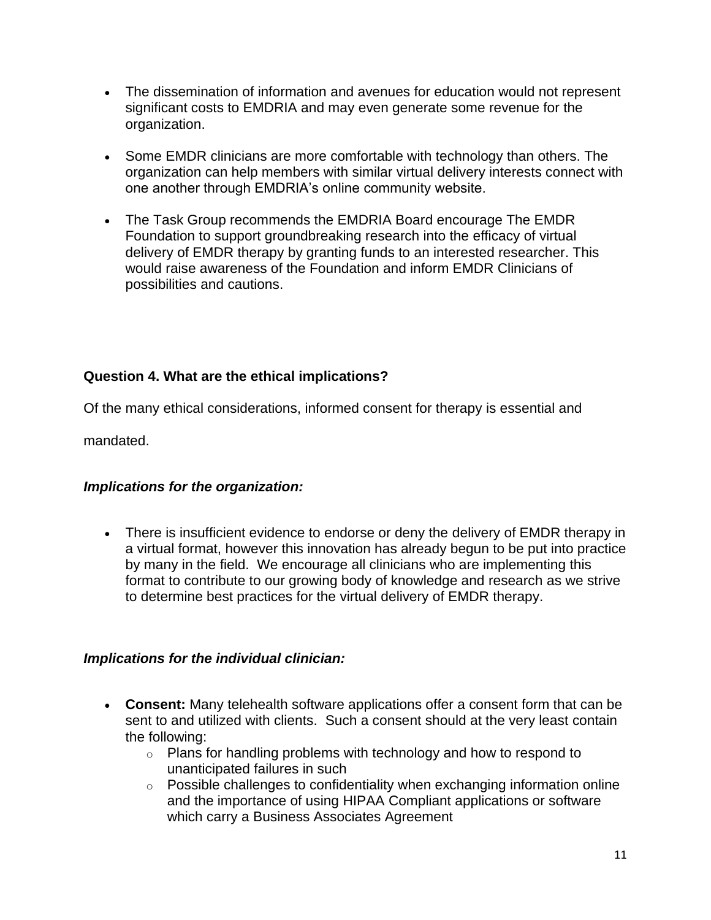- The dissemination of information and avenues for education would not represent significant costs to EMDRIA and may even generate some revenue for the organization.

- Some EMDR clinicians are more comfortable with technology than others. The organization can help members with similar virtual delivery interests connect with one another through EMDRIA's online community website.

- The Task Group recommends the EMDRIA Board encourage The EMDR Foundation to support groundbreaking research into the efficacy of virtual delivery of EMDR therapy by granting funds to an interested researcher. This would raise awareness of the Foundation and inform EMDR Clinicians of possibilities and cautions.

**Question 4. What are the ethical implications?**

Of the many ethical considerations, informed consent for therapy is essential and mandated.

***Implications for the organization:***

- There is insufficient evidence to endorse or deny the delivery of EMDR therapy in a virtual format, however this innovation has already begun to be put into practice by many in the field. We encourage all clinicians who are implementing this format to contribute to our growing body of knowledge and research as we strive to determine best practices for the virtual delivery of EMDR therapy.

***Implications for the individual clinician:***

- **Consent:** Many telehealth software applications offer a consent form that can be sent to and utilized with clients. Such a consent should at the very least contain the following:
    - Plans for handling problems with technology and how to respond to unanticipated failures in such
    - Possible challenges to confidentiality when exchanging information online and the importance of using HIPAA Compliant applications or software which carry a Business Associates Agreement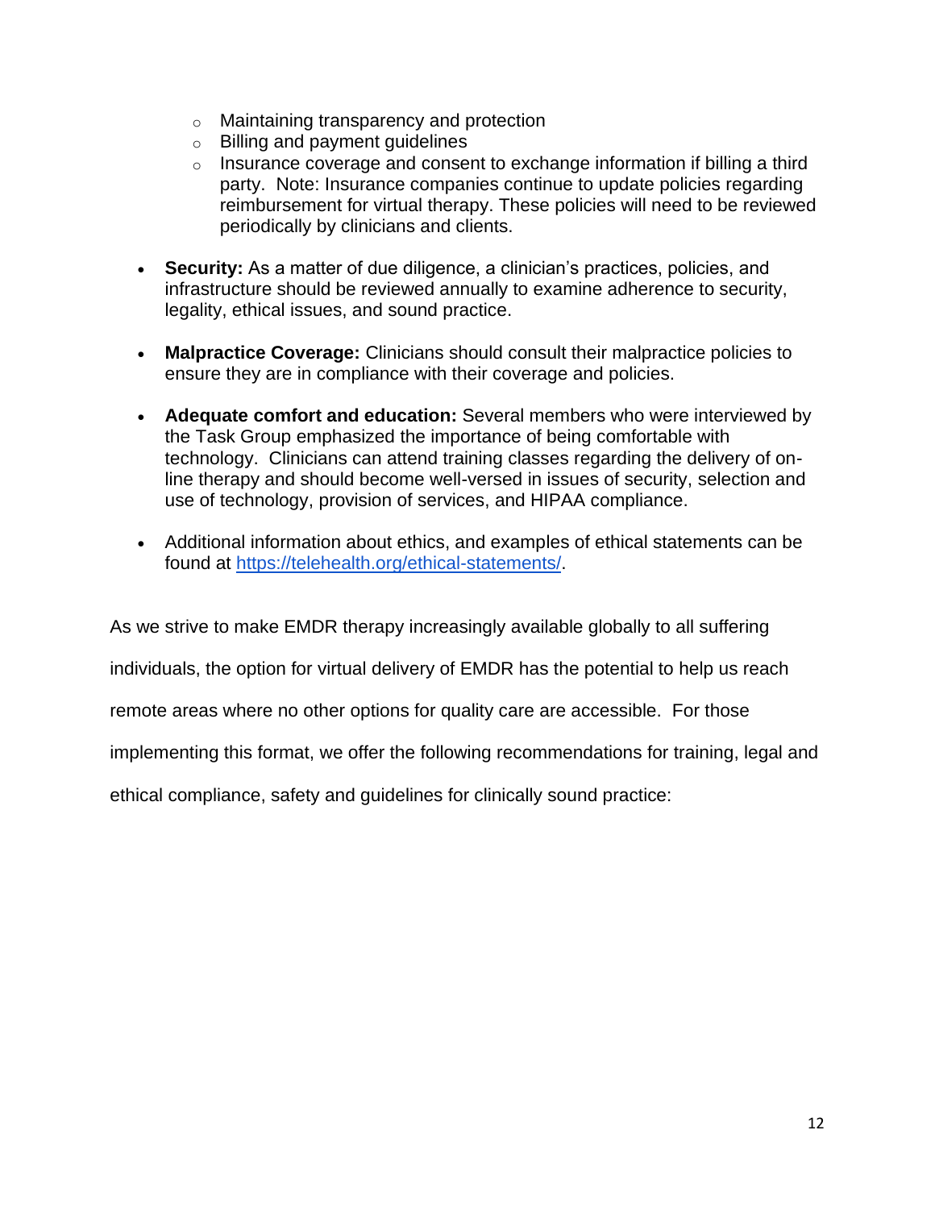- Maintaining transparency and protection
  - Billing and payment guidelines
  - Insurance coverage and consent to exchange information if billing a third party. Note: Insurance companies continue to update policies regarding reimbursement for virtual therapy. These policies will need to be reviewed periodically by clinicians and clients.

- **Security:** As a matter of due diligence, a clinician's practices, policies, and infrastructure should be reviewed annually to examine adherence to security, legality, ethical issues, and sound practice.

- **Malpractice Coverage:** Clinicians should consult their malpractice policies to ensure they are in compliance with their coverage and policies.

- **Adequate comfort and education:** Several members who were interviewed by the Task Group emphasized the importance of being comfortable with technology. Clinicians can attend training classes regarding the delivery of on-line therapy and should become well-versed in issues of security, selection and use of technology, provision of services, and HIPAA compliance.

- Additional information about ethics, and examples of ethical statements can be found at https://telehealth.org/ethical-statements/.

As we strive to make EMDR therapy increasingly available globally to all suffering individuals, the option for virtual delivery of EMDR has the potential to help us reach remote areas where no other options for quality care are accessible. For those implementing this format, we offer the following recommendations for training, legal and ethical compliance, safety and guidelines for clinically sound practice: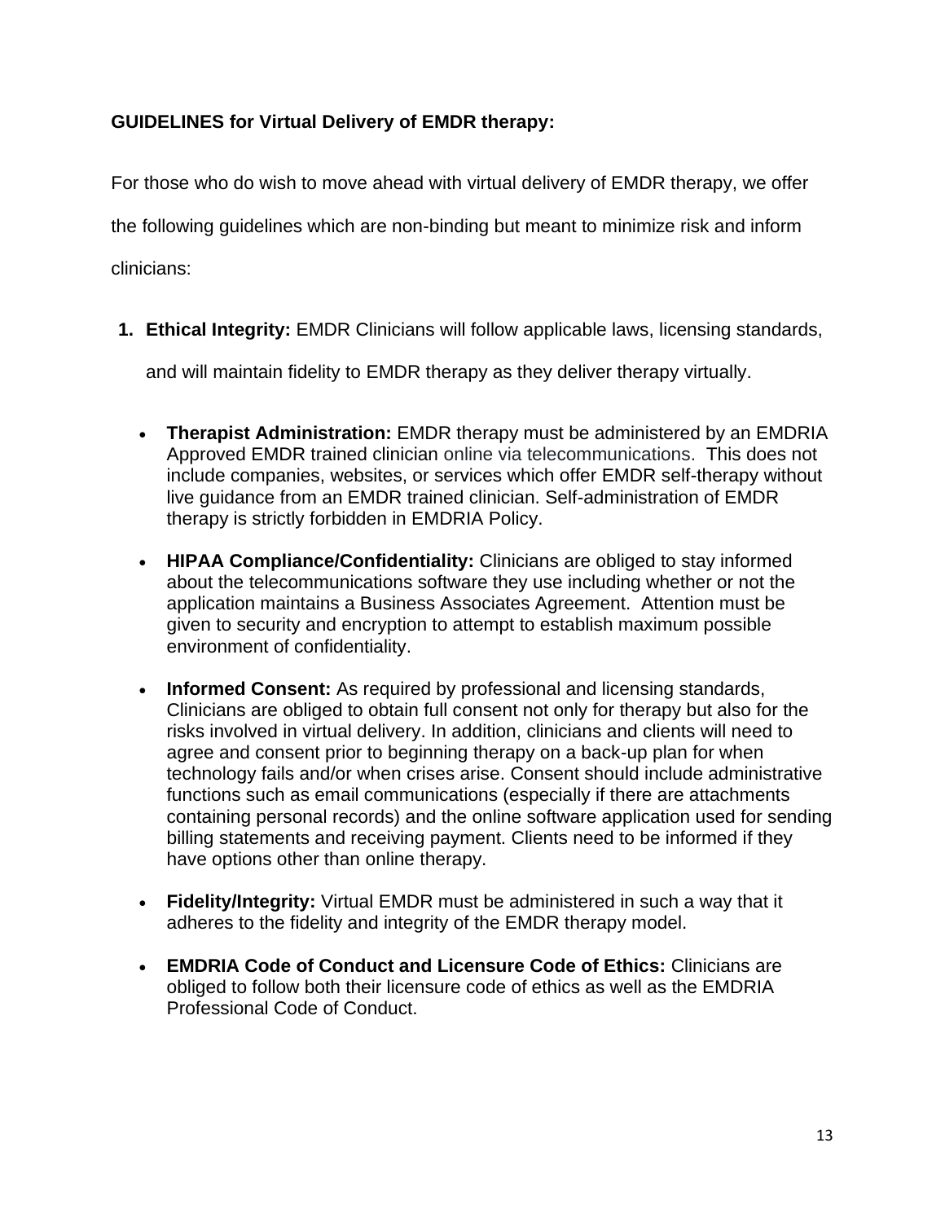**GUIDELINES for Virtual Delivery of EMDR therapy:**

For those who do wish to move ahead with virtual delivery of EMDR therapy, we offer the following guidelines which are non-binding but meant to minimize risk and inform clinicians:

1. **Ethical Integrity:** EMDR Clinicians will follow applicable laws, licensing standards, and will maintain fidelity to EMDR therapy as they deliver therapy virtually.

    - **Therapist Administration:** EMDR therapy must be administered by an EMDRIA Approved EMDR trained clinician online via telecommunications. This does not include companies, websites, or services which offer EMDR self-therapy without live guidance from an EMDR trained clinician. Self-administration of EMDR therapy is strictly forbidden in EMDRIA Policy.
    - **HIPAA Compliance/Confidentiality:** Clinicians are obliged to stay informed about the telecommunications software they use including whether or not the application maintains a Business Associates Agreement. Attention must be given to security and encryption to attempt to establish maximum possible environment of confidentiality.
    - **Informed Consent:** As required by professional and licensing standards, Clinicians are obliged to obtain full consent not only for therapy but also for the risks involved in virtual delivery. In addition, clinicians and clients will need to agree and consent prior to beginning therapy on a back-up plan for when technology fails and/or when crises arise. Consent should include administrative functions such as email communications (especially if there are attachments containing personal records) and the online software application used for sending billing statements and receiving payment. Clients need to be informed if they have options other than online therapy.
    - **Fidelity/Integrity:** Virtual EMDR must be administered in such a way that it adheres to the fidelity and integrity of the EMDR therapy model.
    - **EMDRIA Code of Conduct and Licensure Code of Ethics:** Clinicians are obliged to follow both their licensure code of ethics as well as the EMDRIA Professional Code of Conduct.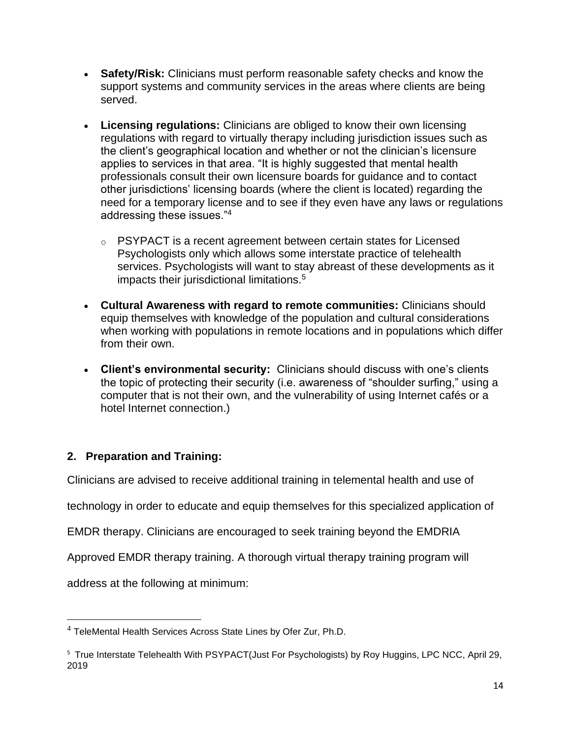- **Safety/Risk:** Clinicians must perform reasonable safety checks and know the support systems and community services in the areas where clients are being served.

- **Licensing regulations:** Clinicians are obliged to know their own licensing regulations with regard to virtually therapy including jurisdiction issues such as the client's geographical location and whether or not the clinician's licensure applies to services in that area. "It is highly suggested that mental health professionals consult their own licensure boards for guidance and to contact other jurisdictions' licensing boards (where the client is located) regarding the need for a temporary license and to see if they even have any laws or regulations addressing these issues."[4]

  - PSYPACT is a recent agreement between certain states for Licensed Psychologists only which allows some interstate practice of telehealth services. Psychologists will want to stay abreast of these developments as it impacts their jurisdictional limitations.[5]

- **Cultural Awareness with regard to remote communities:** Clinicians should equip themselves with knowledge of the population and cultural considerations when working with populations in remote locations and in populations which differ from their own.

- **Client's environmental security:** Clinicians should discuss with one's clients the topic of protecting their security (i.e. awareness of "shoulder surfing," using a computer that is not their own, and the vulnerability of using Internet cafés or a hotel Internet connection.)

## 2. Preparation and Training:

Clinicians are advised to receive additional training in telemental health and use of technology in order to educate and equip themselves for this specialized application of EMDR therapy. Clinicians are encouraged to seek training beyond the EMDRIA Approved EMDR therapy training. A thorough virtual therapy training program will address at the following at minimum:

---

[4] TeleMental Health Services Across State Lines by Ofer Zur, Ph.D.

[5] True Interstate Telehealth With PSYPACT(Just For Psychologists) by Roy Huggins, LPC NCC, April 29, 2019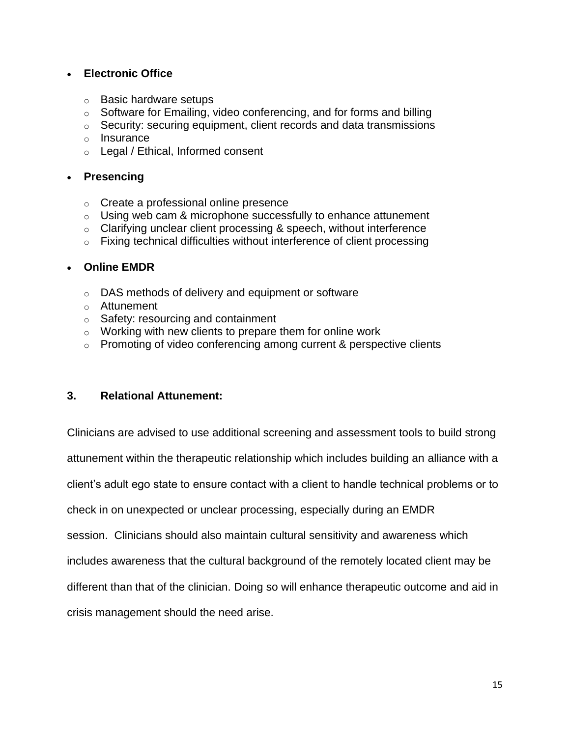- **Electronic Office**
  - Basic hardware setups
  - Software for Emailing, video conferencing, and for forms and billing
  - Security: securing equipment, client records and data transmissions
  - Insurance
  - Legal / Ethical, Informed consent

- **Presencing**
  - Create a professional online presence
  - Using web cam & microphone successfully to enhance attunement
  - Clarifying unclear client processing & speech, without interference
  - Fixing technical difficulties without interference of client processing

- **Online EMDR**
  - DAS methods of delivery and equipment or software
  - Attunement
  - Safety: resourcing and containment
  - Working with new clients to prepare them for online work
  - Promoting of video conferencing among current & perspective clients

### 3. Relational Attunement:

Clinicians are advised to use additional screening and assessment tools to build strong attunement within the therapeutic relationship which includes building an alliance with a client's adult ego state to ensure contact with a client to handle technical problems or to check in on unexpected or unclear processing, especially during an EMDR session. Clinicians should also maintain cultural sensitivity and awareness which includes awareness that the cultural background of the remotely located client may be different than that of the clinician. Doing so will enhance therapeutic outcome and aid in crisis management should the need arise.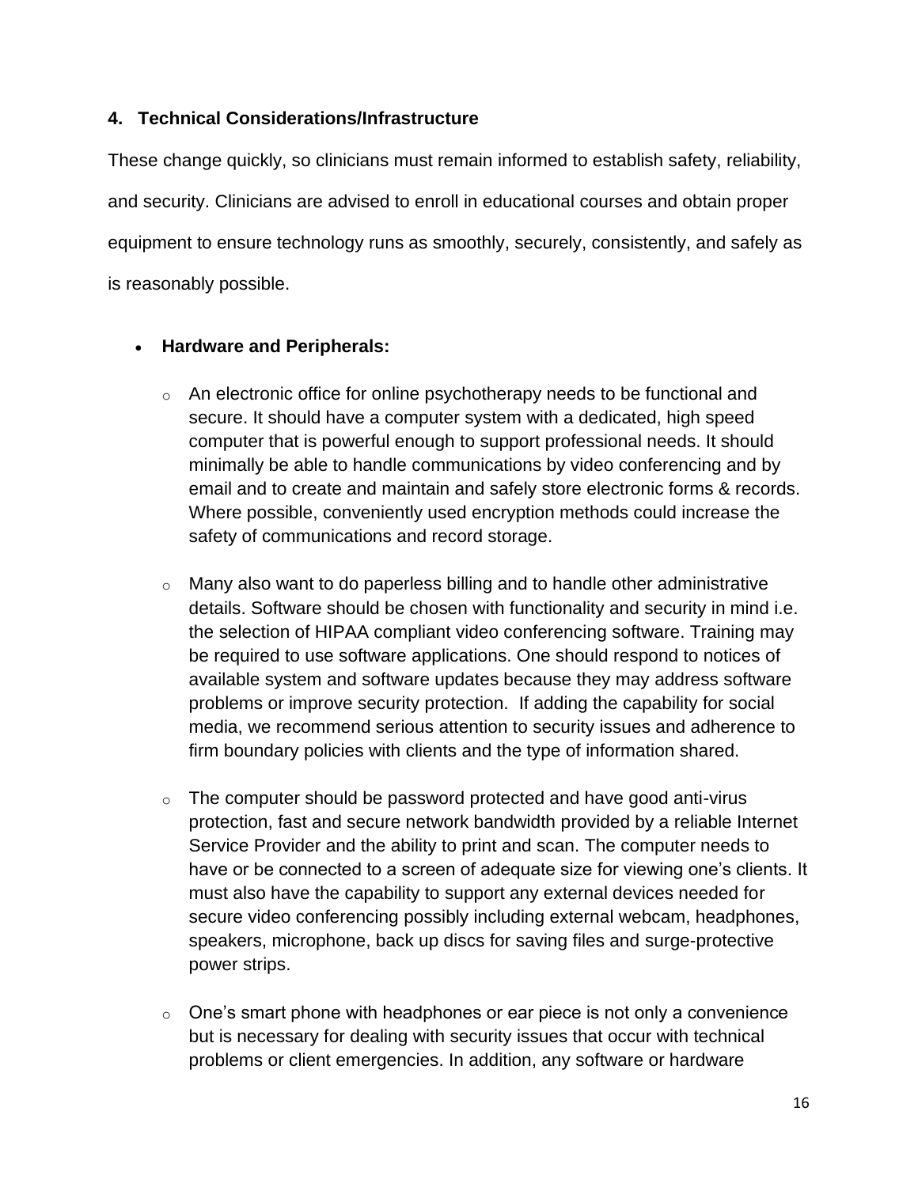## 4. Technical Considerations/Infrastructure

These change quickly, so clinicians must remain informed to establish safety, reliability, and security. Clinicians are advised to enroll in educational courses and obtain proper equipment to ensure technology runs as smoothly, securely, consistently, and safely as is reasonably possible.

- **Hardware and Peripherals:**
  - An electronic office for online psychotherapy needs to be functional and secure. It should have a computer system with a dedicated, high speed computer that is powerful enough to support professional needs. It should minimally be able to handle communications by video conferencing and by email and to create and maintain and safely store electronic forms & records. Where possible, conveniently used encryption methods could increase the safety of communications and record storage.
  - Many also want to do paperless billing and to handle other administrative details. Software should be chosen with functionality and security in mind i.e. the selection of HIPAA compliant video conferencing software. Training may be required to use software applications. One should respond to notices of available system and software updates because they may address software problems or improve security protection. If adding the capability for social media, we recommend serious attention to security issues and adherence to firm boundary policies with clients and the type of information shared.
  - The computer should be password protected and have good anti-virus protection, fast and secure network bandwidth provided by a reliable Internet Service Provider and the ability to print and scan. The computer needs to have or be connected to a screen of adequate size for viewing one's clients. It must also have the capability to support any external devices needed for secure video conferencing possibly including external webcam, headphones, speakers, microphone, back up discs for saving files and surge-protective power strips.
  - One's smart phone with headphones or ear piece is not only a convenience but is necessary for dealing with security issues that occur with technical problems or client emergencies. In addition, any software or hardware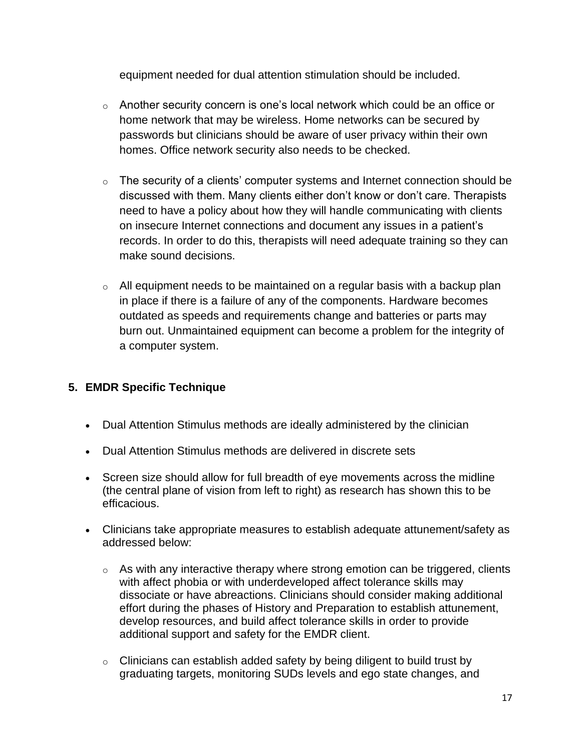equipment needed for dual attention stimulation should be included.

- Another security concern is one's local network which could be an office or home network that may be wireless. Home networks can be secured by passwords but clinicians should be aware of user privacy within their own homes. Office network security also needs to be checked.

- The security of a clients' computer systems and Internet connection should be discussed with them. Many clients either don't know or don't care. Therapists need to have a policy about how they will handle communicating with clients on insecure Internet connections and document any issues in a patient's records. In order to do this, therapists will need adequate training so they can make sound decisions.

- All equipment needs to be maintained on a regular basis with a backup plan in place if there is a failure of any of the components. Hardware becomes outdated as speeds and requirements change and batteries or parts may burn out. Unmaintained equipment can become a problem for the integrity of a computer system.

## 5. EMDR Specific Technique

- Dual Attention Stimulus methods are ideally administered by the clinician
- Dual Attention Stimulus methods are delivered in discrete sets
- Screen size should allow for full breadth of eye movements across the midline (the central plane of vision from left to right) as research has shown this to be efficacious.
- Clinicians take appropriate measures to establish adequate attunement/safety as addressed below:
  - As with any interactive therapy where strong emotion can be triggered, clients with affect phobia or with underdeveloped affect tolerance skills may dissociate or have abreactions. Clinicians should consider making additional effort during the phases of History and Preparation to establish attunement, develop resources, and build affect tolerance skills in order to provide additional support and safety for the EMDR client.
  - Clinicians can establish added safety by being diligent to build trust by graduating targets, monitoring SUDs levels and ego state changes, and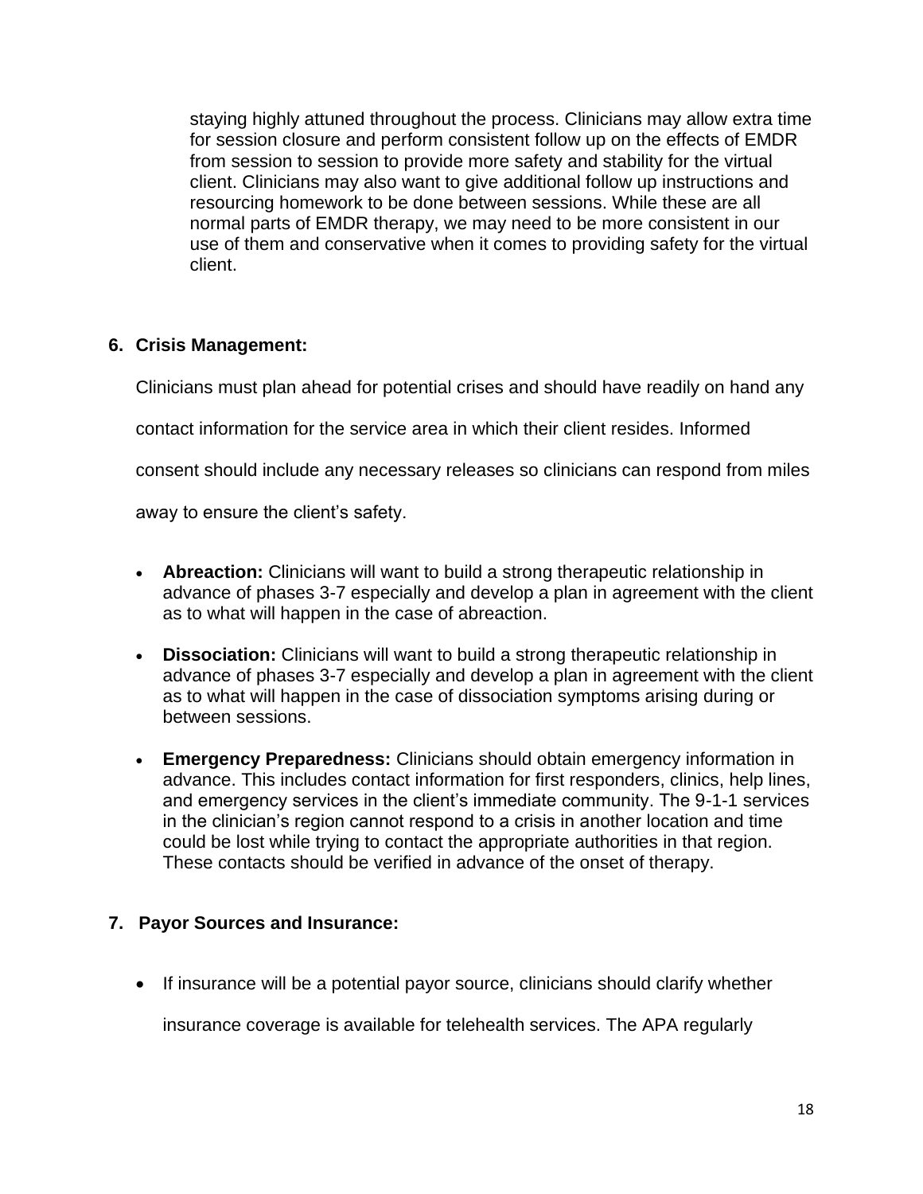staying highly attuned throughout the process. Clinicians may allow extra time for session closure and perform consistent follow up on the effects of EMDR from session to session to provide more safety and stability for the virtual client. Clinicians may also want to give additional follow up instructions and resourcing homework to be done between sessions. While these are all normal parts of EMDR therapy, we may need to be more consistent in our use of them and conservative when it comes to providing safety for the virtual client.

**6. Crisis Management:**

Clinicians must plan ahead for potential crises and should have readily on hand any contact information for the service area in which their client resides. Informed consent should include any necessary releases so clinicians can respond from miles away to ensure the client's safety.

- **Abreaction:** Clinicians will want to build a strong therapeutic relationship in advance of phases 3-7 especially and develop a plan in agreement with the client as to what will happen in the case of abreaction.
- **Dissociation:** Clinicians will want to build a strong therapeutic relationship in advance of phases 3-7 especially and develop a plan in agreement with the client as to what will happen in the case of dissociation symptoms arising during or between sessions.
- **Emergency Preparedness:** Clinicians should obtain emergency information in advance. This includes contact information for first responders, clinics, help lines, and emergency services in the client's immediate community. The 9-1-1 services in the clinician's region cannot respond to a crisis in another location and time could be lost while trying to contact the appropriate authorities in that region. These contacts should be verified in advance of the onset of therapy.

**7. Payor Sources and Insurance:**

- If insurance will be a potential payor source, clinicians should clarify whether insurance coverage is available for telehealth services. The APA regularly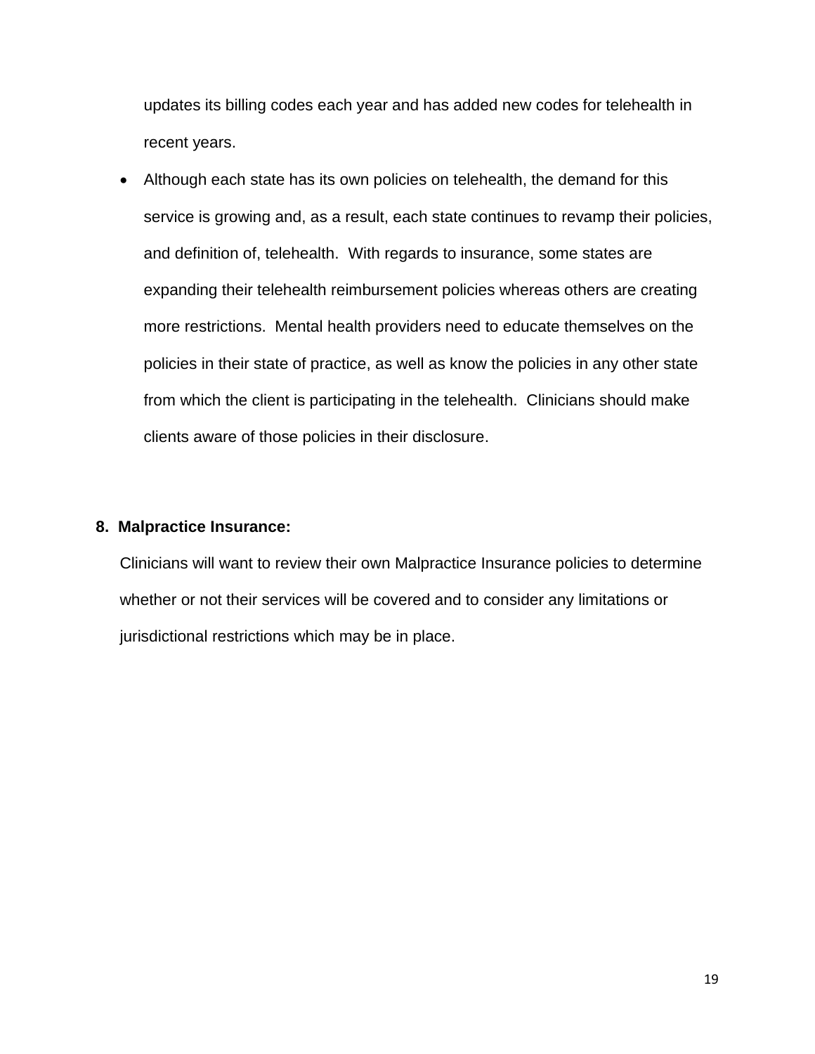updates its billing codes each year and has added new codes for telehealth in recent years.

- Although each state has its own policies on telehealth, the demand for this service is growing and, as a result, each state continues to revamp their policies, and definition of, telehealth. With regards to insurance, some states are expanding their telehealth reimbursement policies whereas others are creating more restrictions. Mental health providers need to educate themselves on the policies in their state of practice, as well as know the policies in any other state from which the client is participating in the telehealth. Clinicians should make clients aware of those policies in their disclosure.

**8. Malpractice Insurance:**

Clinicians will want to review their own Malpractice Insurance policies to determine whether or not their services will be covered and to consider any limitations or jurisdictional restrictions which may be in place.